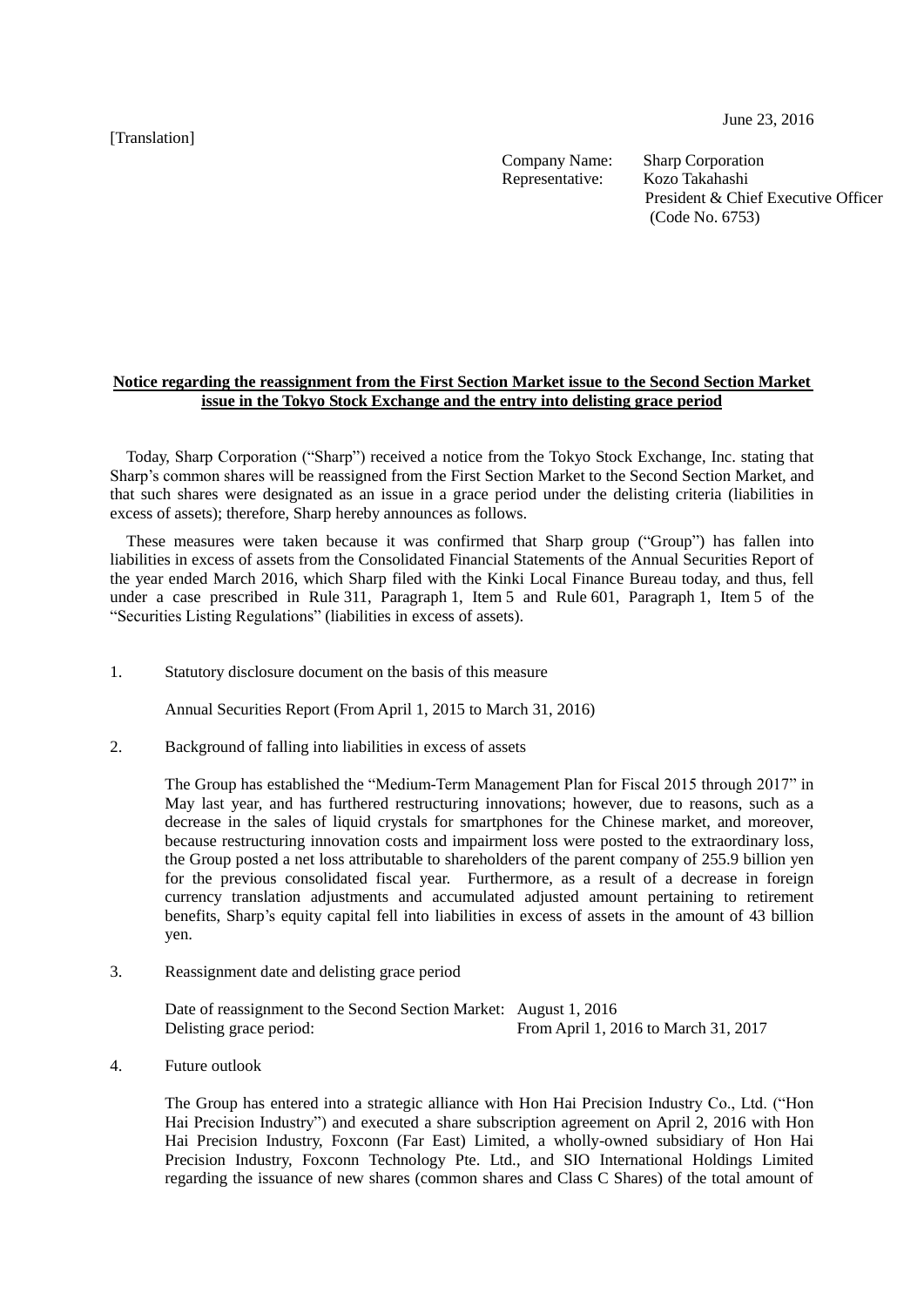June 23, 2016

[Translation]

Company Name: Sharp Corporation
Representative: Kozo Takahashi
President & Chief Executive Officer
(Code No. 6753)

**Notice regarding the reassignment from the First Section Market issue to the Second Section Market issue in the Tokyo Stock Exchange and the entry into delisting grace period**

Today, Sharp Corporation ("Sharp") received a notice from the Tokyo Stock Exchange, Inc. stating that Sharp's common shares will be reassigned from the First Section Market to the Second Section Market, and that such shares were designated as an issue in a grace period under the delisting criteria (liabilities in excess of assets); therefore, Sharp hereby announces as follows.

These measures were taken because it was confirmed that Sharp group ("Group") has fallen into liabilities in excess of assets from the Consolidated Financial Statements of the Annual Securities Report of the year ended March 2016, which Sharp filed with the Kinki Local Finance Bureau today, and thus, fell under a case prescribed in Rule 311, Paragraph 1, Item 5 and Rule 601, Paragraph 1, Item 5 of the "Securities Listing Regulations" (liabilities in excess of assets).

1. Statutory disclosure document on the basis of this measure

   Annual Securities Report (From April 1, 2015 to March 31, 2016)

2. Background of falling into liabilities in excess of assets

   The Group has established the "Medium-Term Management Plan for Fiscal 2015 through 2017" in May last year, and has furthered restructuring innovations; however, due to reasons, such as a decrease in the sales of liquid crystals for smartphones for the Chinese market, and moreover, because restructuring innovation costs and impairment loss were posted to the extraordinary loss, the Group posted a net loss attributable to shareholders of the parent company of 255.9 billion yen for the previous consolidated fiscal year. Furthermore, as a result of a decrease in foreign currency translation adjustments and accumulated adjusted amount pertaining to retirement benefits, Sharp's equity capital fell into liabilities in excess of assets in the amount of 43 billion yen.

3. Reassignment date and delisting grace period

   Date of reassignment to the Second Section Market: August 1, 2016
   Delisting grace period: From April 1, 2016 to March 31, 2017

4. Future outlook

   The Group has entered into a strategic alliance with Hon Hai Precision Industry Co., Ltd. ("Hon Hai Precision Industry") and executed a share subscription agreement on April 2, 2016 with Hon Hai Precision Industry, Foxconn (Far East) Limited, a wholly-owned subsidiary of Hon Hai Precision Industry, Foxconn Technology Pte. Ltd., and SIO International Holdings Limited regarding the issuance of new shares (common shares and Class C Shares) of the total amount of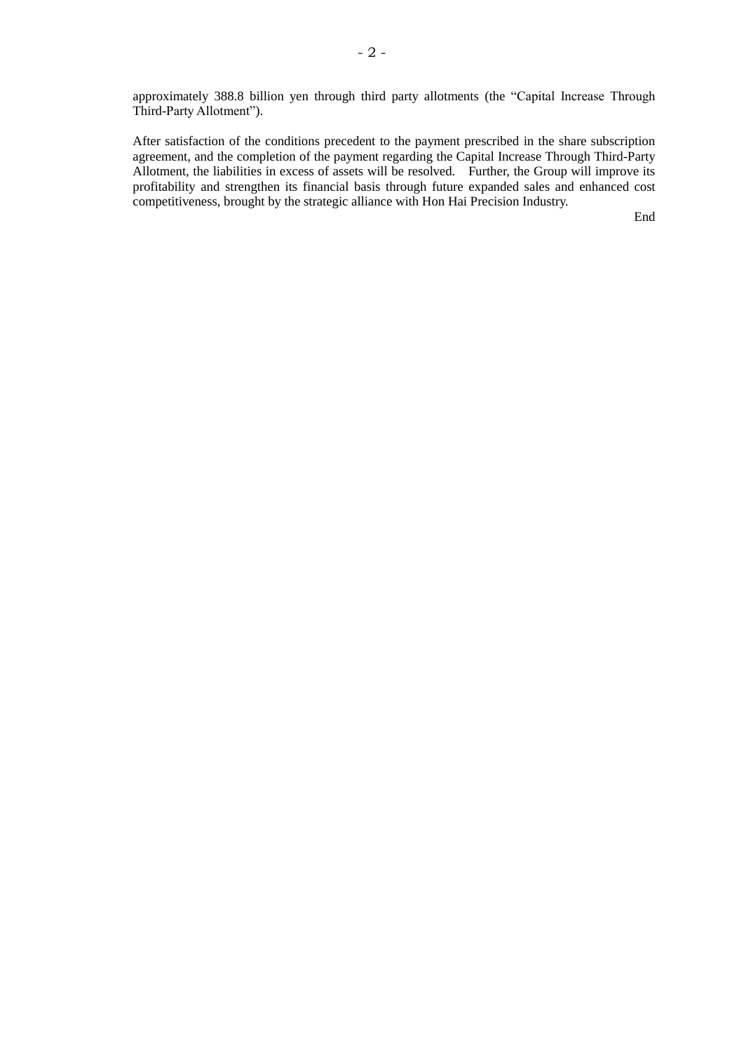approximately 388.8 billion yen through third party allotments (the "Capital Increase Through Third-Party Allotment").

After satisfaction of the conditions precedent to the payment prescribed in the share subscription agreement, and the completion of the payment regarding the Capital Increase Through Third-Party Allotment, the liabilities in excess of assets will be resolved. Further, the Group will improve its profitability and strengthen its financial basis through future expanded sales and enhanced cost competitiveness, brought by the strategic alliance with Hon Hai Precision Industry.

End